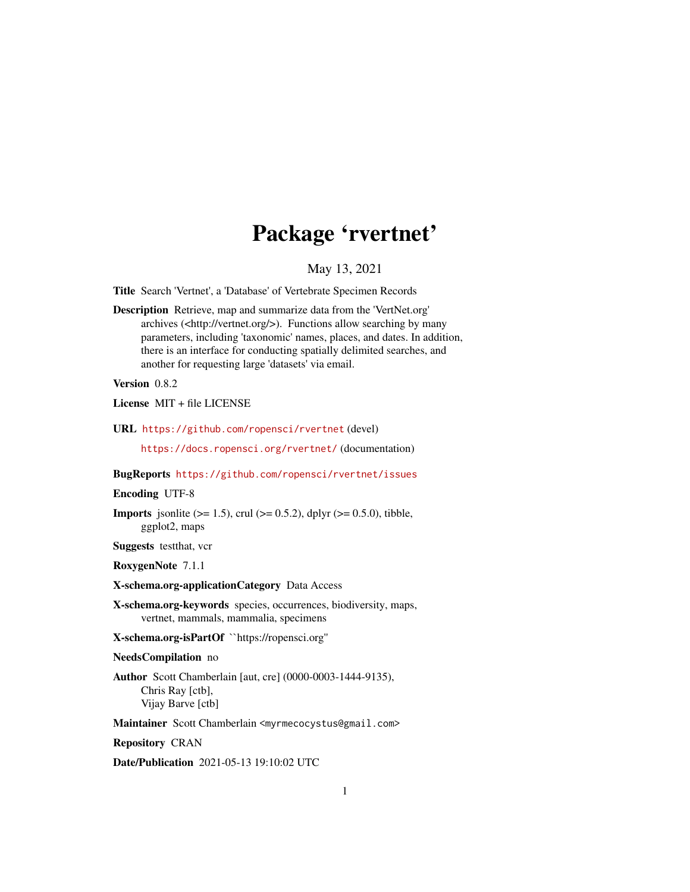# Package 'rvertnet'

May 13, 2021

**Title** Search 'Vertnet', a 'Database' of Vertebrate Specimen Records

**Description** Retrieve, map and summarize data from the 'VertNet.org' archives (<http://vertnet.org/>). Functions allow searching by many parameters, including 'taxonomic' names, places, and dates. In addition, there is an interface for conducting spatially delimited searches, and another for requesting large 'datasets' via email.

**Version** 0.8.2

**License** MIT + file LICENSE

**URL** https://github.com/ropensci/rvertnet (devel)

https://docs.ropensci.org/rvertnet/ (documentation)

**BugReports** https://github.com/ropensci/rvertnet/issues

**Encoding** UTF-8

**Imports** jsonlite (>= 1.5), crul (>= 0.5.2), dplyr (>= 0.5.0), tibble, ggplot2, maps

**Suggests** testthat, vcr

**RoxygenNote** 7.1.1

**X-schema.org-applicationCategory** Data Access

**X-schema.org-keywords** species, occurrences, biodiversity, maps, vertnet, mammals, mammalia, specimens

**X-schema.org-isPartOf** ``https://ropensci.org''

**NeedsCompilation** no

**Author** Scott Chamberlain [aut, cre] (0000-0003-1444-9135), Chris Ray [ctb], Vijay Barve [ctb]

**Maintainer** Scott Chamberlain <myrmecocystus@gmail.com>

**Repository** CRAN

**Date/Publication** 2021-05-13 19:10:02 UTC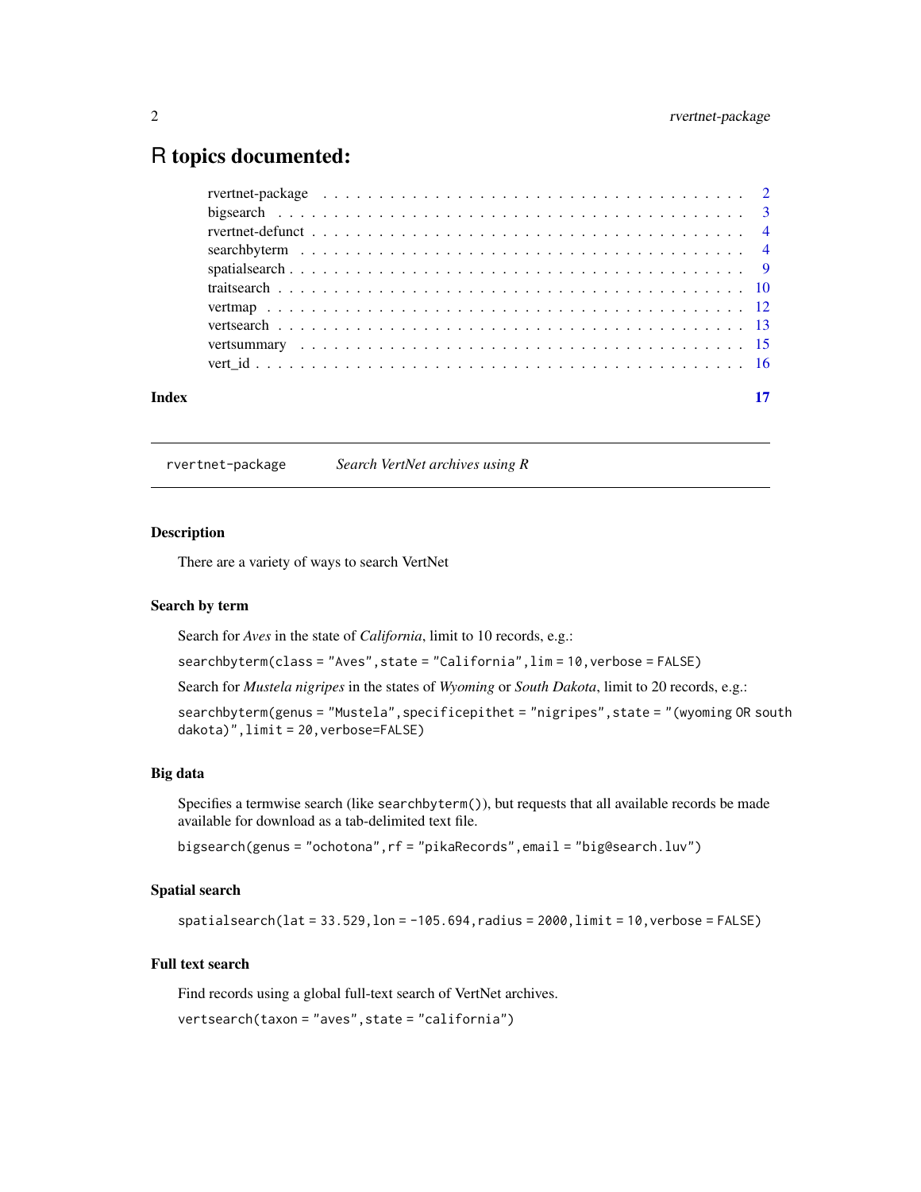# R topics documented:

| | |
|---|---|
| rvertnet-package | 2 |
| bigsearch | 3 |
| rvertnet-defunct | 4 |
| searchbyterm | 4 |
| spatialsearch | 9 |
| traitsearch | 10 |
| vertmap | 12 |
| vertsearch | 13 |
| vertsummary | 15 |
| vert_id | 16 |
| **Index** | **17** |

---

## rvertnet-package — *Search VertNet archives using R*

### Description

There are a variety of ways to search VertNet

### Search by term

Search for *Aves* in the state of *California*, limit to 10 records, e.g.:

```
searchbyterm(class = "Aves",state = "California",lim = 10,verbose = FALSE)
```

Search for *Mustela nigripes* in the states of *Wyoming* or *South Dakota*, limit to 20 records, e.g.:

```
searchbyterm(genus = "Mustela",specificepithet = "nigripes",state = "(wyoming OR south dakota)",limit = 20,verbose=FALSE)
```

### Big data

Specifies a termwise search (like `searchbyterm()`), but requests that all available records be made available for download as a tab-delimited text file.

```
bigsearch(genus = "ochotona",rf = "pikaRecords",email = "big@search.luv")
```

### Spatial search

```
spatialsearch(lat = 33.529,lon = -105.694,radius = 2000,limit = 10,verbose = FALSE)
```

### Full text search

Find records using a global full-text search of VertNet archives.

```
vertsearch(taxon = "aves",state = "california")
```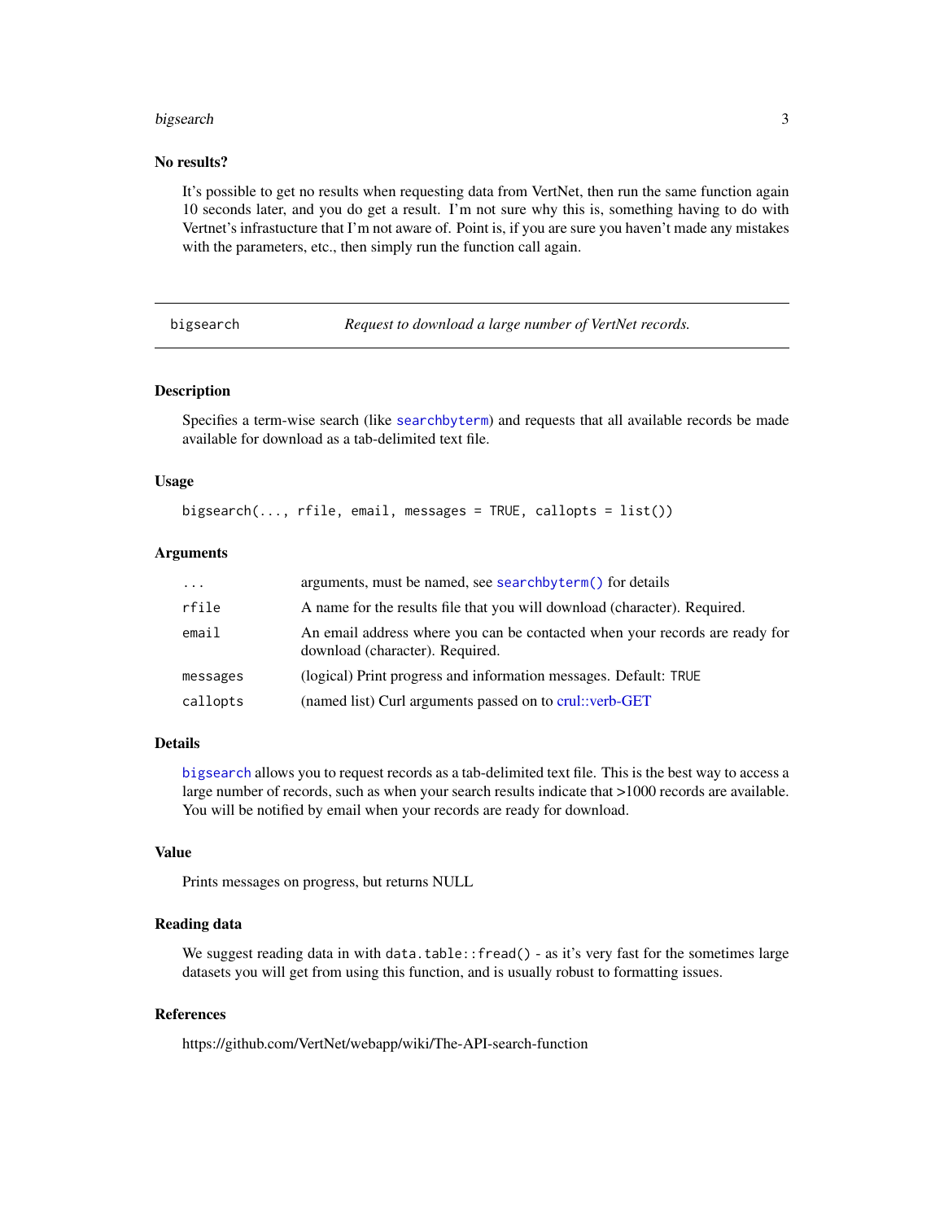### No results?

It's possible to get no results when requesting data from VertNet, then run the same function again 10 seconds later, and you do get a result. I'm not sure why this is, something having to do with Vertnet's infrastucture that I'm not aware of. Point is, if you are sure you haven't made any mistakes with the parameters, etc., then simply run the function call again.

---

## bigsearch — *Request to download a large number of VertNet records.*

---

### Description

Specifies a term-wise search (like searchbyterm) and requests that all available records be made available for download as a tab-delimited text file.

### Usage

```
bigsearch(..., rfile, email, messages = TRUE, callopts = list())
```

### Arguments

| | |
|---|---|
| `...` | arguments, must be named, see `searchbyterm()` for details |
| `rfile` | A name for the results file that you will download (character). Required. |
| `email` | An email address where you can be contacted when your records are ready for download (character). Required. |
| `messages` | (logical) Print progress and information messages. Default: `TRUE` |
| `callopts` | (named list) Curl arguments passed on to crul::verb-GET |

### Details

`bigsearch` allows you to request records as a tab-delimited text file. This is the best way to access a large number of records, such as when your search results indicate that >1000 records are available. You will be notified by email when your records are ready for download.

### Value

Prints messages on progress, but returns NULL

### Reading data

We suggest reading data in with `data.table::fread()` - as it's very fast for the sometimes large datasets you will get from using this function, and is usually robust to formatting issues.

### References

https://github.com/VertNet/webapp/wiki/The-API-search-function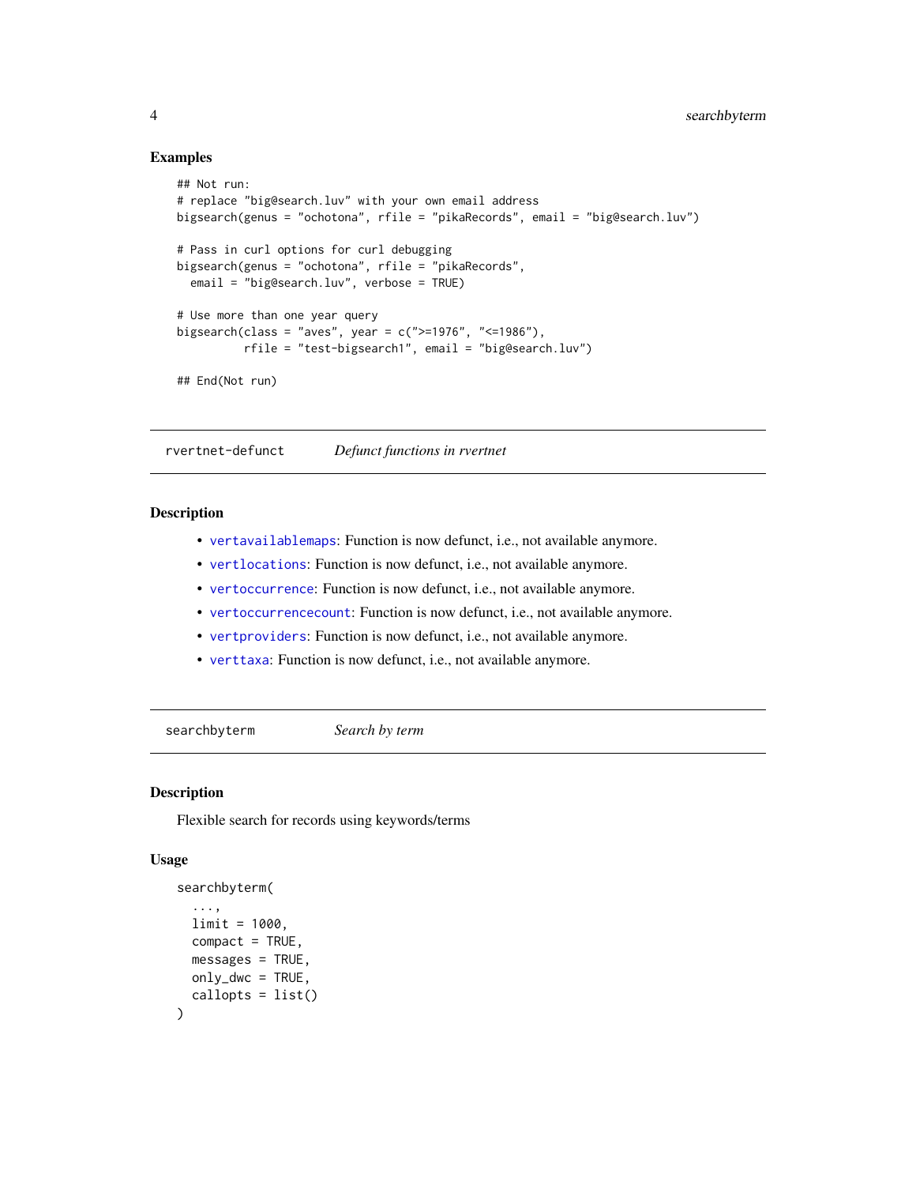### Examples

```
## Not run:
# replace "big@search.luv" with your own email address
bigsearch(genus = "ochotona", rfile = "pikaRecords", email = "big@search.luv")

# Pass in curl options for curl debugging
bigsearch(genus = "ochotona", rfile = "pikaRecords",
  email = "big@search.luv", verbose = TRUE)

# Use more than one year query
bigsearch(class = "aves", year = c(">=1976", "<=1986"),
          rfile = "test-bigsearch1", email = "big@search.luv")

## End(Not run)
```

---

## rvertnet-defunct    *Defunct functions in rvertnet*

---

### Description

- `vertavailablemaps`: Function is now defunct, i.e., not available anymore.
- `vertlocations`: Function is now defunct, i.e., not available anymore.
- `vertoccurrence`: Function is now defunct, i.e., not available anymore.
- `vertoccurrencecount`: Function is now defunct, i.e., not available anymore.
- `vertproviders`: Function is now defunct, i.e., not available anymore.
- `verttaxa`: Function is now defunct, i.e., not available anymore.

---

## searchbyterm    *Search by term*

---

### Description

Flexible search for records using keywords/terms

### Usage

```
searchbyterm(
  ...,
  limit = 1000,
  compact = TRUE,
  messages = TRUE,
  only_dwc = TRUE,
  callopts = list()
)
```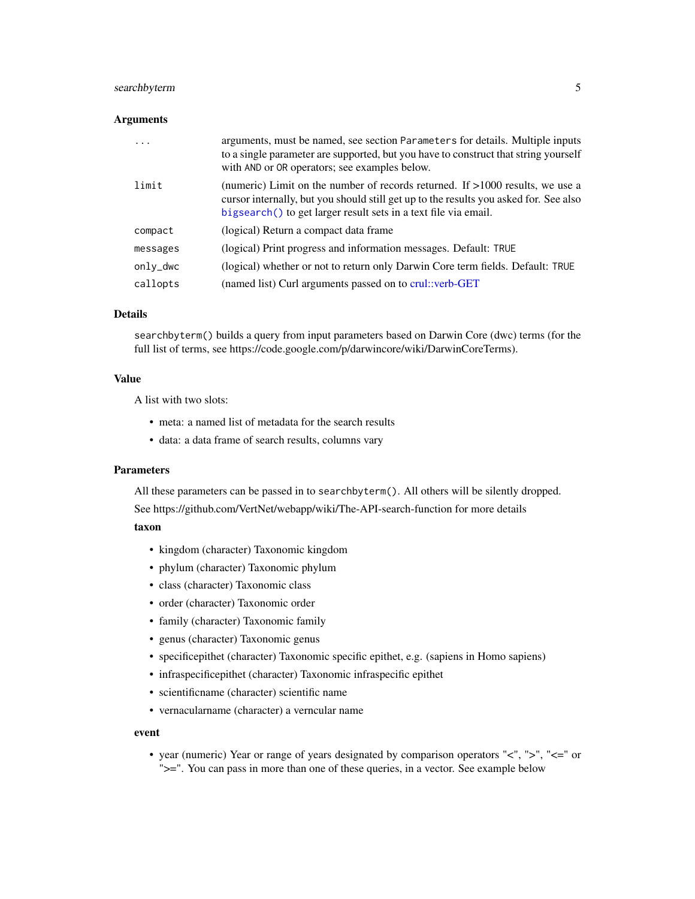## Arguments

| | |
|---|---|
| `...` | arguments, must be named, see section `Parameters` for details. Multiple inputs to a single parameter are supported, but you have to construct that string yourself with `AND` or `OR` operators; see examples below. |
| `limit` | (numeric) Limit on the number of records returned. If >1000 results, we use a cursor internally, but you should still get up to the results you asked for. See also `bigsearch()` to get larger result sets in a text file via email. |
| `compact` | (logical) Return a compact data frame |
| `messages` | (logical) Print progress and information messages. Default: `TRUE` |
| `only_dwc` | (logical) whether or not to return only Darwin Core term fields. Default: `TRUE` |
| `callopts` | (named list) Curl arguments passed on to crul::verb-GET |

## Details

`searchbyterm()` builds a query from input parameters based on Darwin Core (dwc) terms (for the full list of terms, see https://code.google.com/p/darwincore/wiki/DarwinCoreTerms).

## Value

A list with two slots:

- meta: a named list of metadata for the search results
- data: a data frame of search results, columns vary

## Parameters

All these parameters can be passed in to `searchbyterm()`. All others will be silently dropped.

See https://github.com/VertNet/webapp/wiki/The-API-search-function for more details

**taxon**

- kingdom (character) Taxonomic kingdom
- phylum (character) Taxonomic phylum
- class (character) Taxonomic class
- order (character) Taxonomic order
- family (character) Taxonomic family
- genus (character) Taxonomic genus
- specificepithet (character) Taxonomic specific epithet, e.g. (sapiens in Homo sapiens)
- infraspecificepithet (character) Taxonomic infraspecific epithet
- scientificname (character) scientific name
- vernacularname (character) a verncular name

**event**

- year (numeric) Year or range of years designated by comparison operators "<", ">", "<=" or ">=". You can pass in more than one of these queries, in a vector. See example below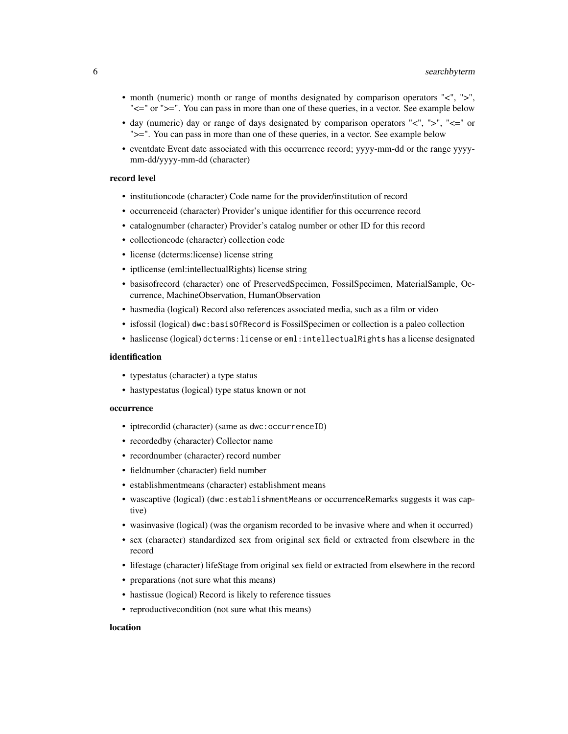- month (numeric) month or range of months designated by comparison operators "<", ">", "<=" or ">=". You can pass in more than one of these queries, in a vector. See example below
- day (numeric) day or range of days designated by comparison operators "<", ">", "<=" or ">=". You can pass in more than one of these queries, in a vector. See example below
- eventdate Event date associated with this occurrence record; yyyy-mm-dd or the range yyyy-mm-dd/yyyy-mm-dd (character)

**record level**

- institutioncode (character) Code name for the provider/institution of record
- occurrenceid (character) Provider's unique identifier for this occurrence record
- catalognumber (character) Provider's catalog number or other ID for this record
- collectioncode (character) collection code
- license (dcterms:license) license string
- iptlicense (eml:intellectualRights) license string
- basisofrecord (character) one of PreservedSpecimen, FossilSpecimen, MaterialSample, Occurrence, MachineObservation, HumanObservation
- hasmedia (logical) Record also references associated media, such as a film or video
- isfossil (logical) `dwc:basisOfRecord` is FossilSpecimen or collection is a paleo collection
- haslicense (logical) `dcterms:license` or `eml:intellectualRights` has a license designated

**identification**

- typestatus (character) a type status
- hastypestatus (logical) type status known or not

**occurrence**

- iptrecordid (character) (same as `dwc:occurrenceID`)
- recordedby (character) Collector name
- recordnumber (character) record number
- fieldnumber (character) field number
- establishmentmeans (character) establishment means
- wascaptive (logical) (`dwc:establishmentMeans` or occurrenceRemarks suggests it was captive)
- wasinvasive (logical) (was the organism recorded to be invasive where and when it occurred)
- sex (character) standardized sex from original sex field or extracted from elsewhere in the record
- lifestage (character) lifeStage from original sex field or extracted from elsewhere in the record
- preparations (not sure what this means)
- hastissue (logical) Record is likely to reference tissues
- reproductivecondition (not sure what this means)

**location**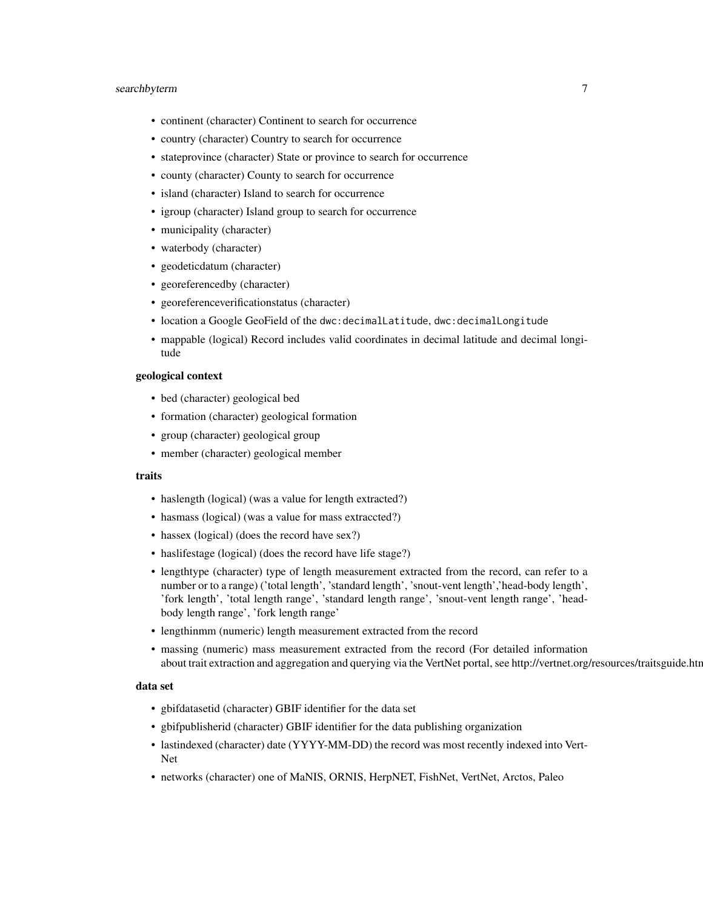- continent (character) Continent to search for occurrence
- country (character) Country to search for occurrence
- stateprovince (character) State or province to search for occurrence
- county (character) County to search for occurrence
- island (character) Island to search for occurrence
- igroup (character) Island group to search for occurrence
- municipality (character)
- waterbody (character)
- geodeticdatum (character)
- georeferencedby (character)
- georeferenceverificationstatus (character)
- location a Google GeoField of the `dwc:decimalLatitude`, `dwc:decimalLongitude`
- mappable (logical) Record includes valid coordinates in decimal latitude and decimal longitude

**geological context**

- bed (character) geological bed
- formation (character) geological formation
- group (character) geological group
- member (character) geological member

**traits**

- haslength (logical) (was a value for length extracted?)
- hasmass (logical) (was a value for mass extraccted?)
- hassex (logical) (does the record have sex?)
- haslifestage (logical) (does the record have life stage?)
- lengthtype (character) type of length measurement extracted from the record, can refer to a number or to a range) ('total length', 'standard length', 'snout-vent length','head-body length', 'fork length', 'total length range', 'standard length range', 'snout-vent length range', 'head-body length range', 'fork length range'
- lengthinmm (numeric) length measurement extracted from the record
- massing (numeric) mass measurement extracted from the record (For detailed information about trait extraction and aggregation and querying via the VertNet portal, see http://vertnet.org/resources/traitsguide.htm

**data set**

- gbifdatasetid (character) GBIF identifier for the data set
- gbifpublisherid (character) GBIF identifier for the data publishing organization
- lastindexed (character) date (YYYY-MM-DD) the record was most recently indexed into VertNet
- networks (character) one of MaNIS, ORNIS, HerpNET, FishNet, VertNet, Arctos, Paleo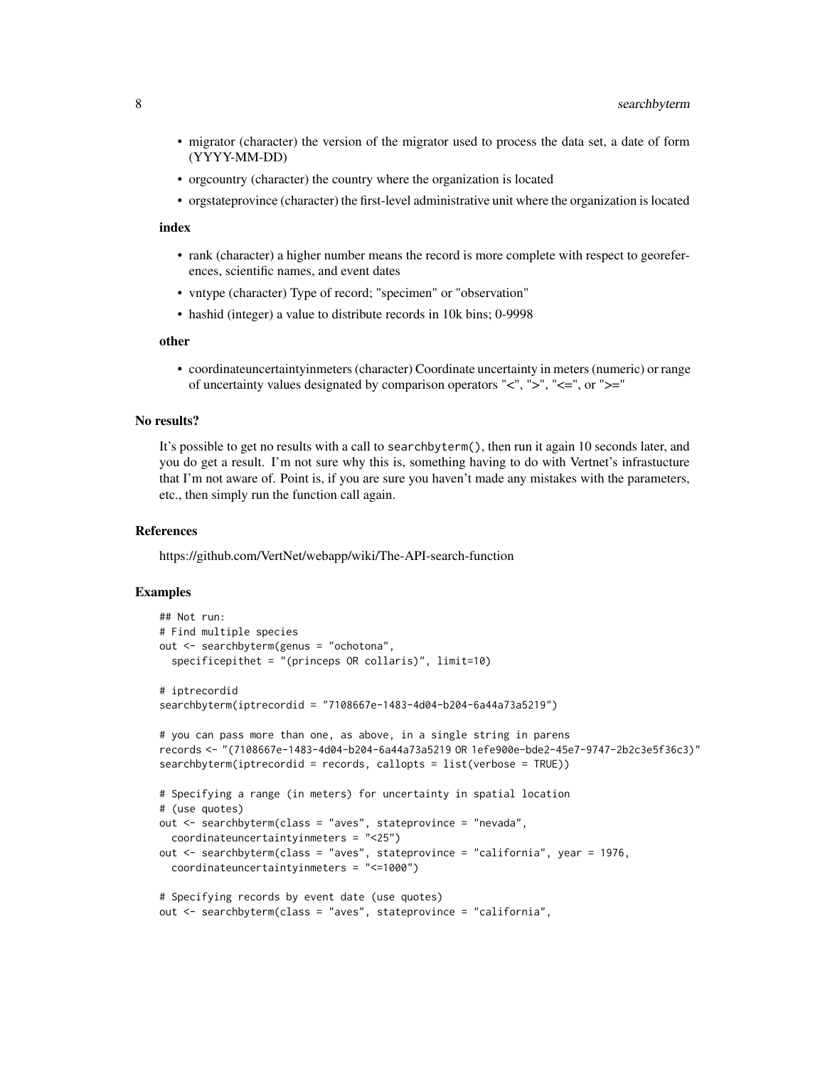- migrator (character) the version of the migrator used to process the data set, a date of form (YYYY-MM-DD)
- orgcountry (character) the country where the organization is located
- orgstateprovince (character) the first-level administrative unit where the organization is located

**index**

- rank (character) a higher number means the record is more complete with respect to georeferences, scientific names, and event dates
- vntype (character) Type of record; "specimen" or "observation"
- hashid (integer) a value to distribute records in 10k bins; 0-9998

**other**

- coordinateuncertaintyinmeters (character) Coordinate uncertainty in meters (numeric) or range of uncertainty values designated by comparison operators "<", ">", "<=", or ">="

### No results?

It's possible to get no results with a call to `searchbyterm()`, then run it again 10 seconds later, and you do get a result. I'm not sure why this is, something having to do with Vertnet's infrastucture that I'm not aware of. Point is, if you are sure you haven't made any mistakes with the parameters, etc., then simply run the function call again.

### References

https://github.com/VertNet/webapp/wiki/The-API-search-function

### Examples

```
## Not run:
# Find multiple species
out <- searchbyterm(genus = "ochotona",
  specificepithet = "(princeps OR collaris)", limit=10)

# iptrecordid
searchbyterm(iptrecordid = "7108667e-1483-4d04-b204-6a44a73a5219")

# you can pass more than one, as above, in a single string in parens
records <- "(7108667e-1483-4d04-b204-6a44a73a5219 OR 1efe900e-bde2-45e7-9747-2b2c3e5f36c3)"
searchbyterm(iptrecordid = records, callopts = list(verbose = TRUE))

# Specifying a range (in meters) for uncertainty in spatial location
# (use quotes)
out <- searchbyterm(class = "aves", stateprovince = "nevada",
  coordinateuncertaintyinmeters = "<25")
out <- searchbyterm(class = "aves", stateprovince = "california", year = 1976,
  coordinateuncertaintyinmeters = "<=1000")

# Specifying records by event date (use quotes)
out <- searchbyterm(class = "aves", stateprovince = "california",
```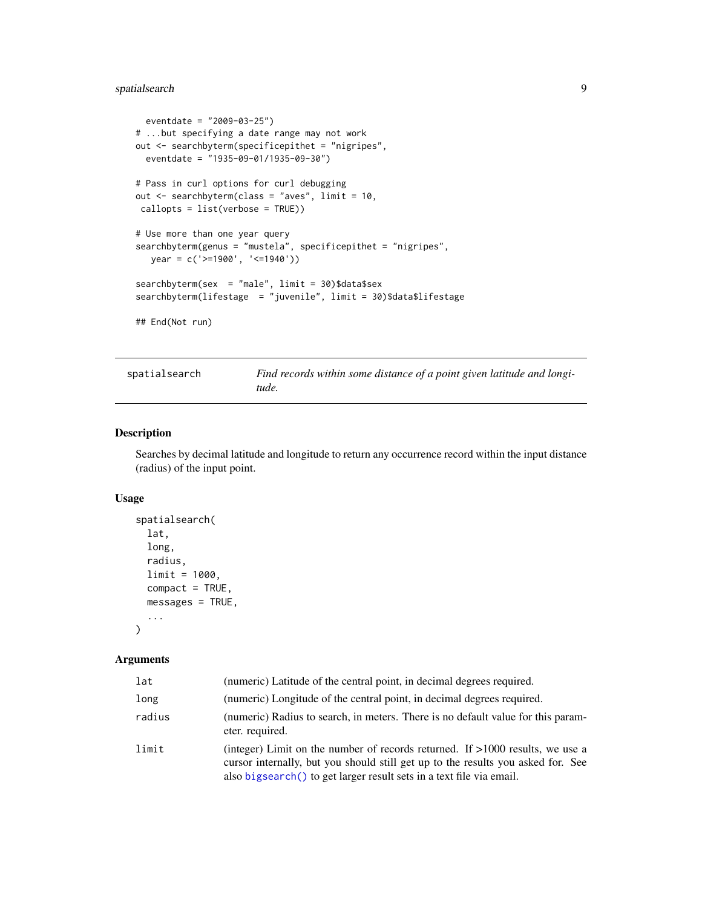```
  eventdate = "2009-03-25")
# ...but specifying a date range may not work
out <- searchbyterm(specificepithet = "nigripes",
  eventdate = "1935-09-01/1935-09-30")

# Pass in curl options for curl debugging
out <- searchbyterm(class = "aves", limit = 10,
 callopts = list(verbose = TRUE))

# Use more than one year query
searchbyterm(genus = "mustela", specificepithet = "nigripes",
   year = c('>=1900', '<=1940'))

searchbyterm(sex  = "male", limit = 30)$data$sex
searchbyterm(lifestage  = "juvenile", limit = 30)$data$lifestage

## End(Not run)
```

---

`spatialsearch` *Find records within some distance of a point given latitude and longitude.*

---

### Description

Searches by decimal latitude and longitude to return any occurrence record within the input distance (radius) of the input point.

### Usage

```
spatialsearch(
  lat,
  long,
  radius,
  limit = 1000,
  compact = TRUE,
  messages = TRUE,
  ...
)
```

### Arguments

| | |
|---|---|
| lat | (numeric) Latitude of the central point, in decimal degrees required. |
| long | (numeric) Longitude of the central point, in decimal degrees required. |
| radius | (numeric) Radius to search, in meters. There is no default value for this parameter. required. |
| limit | (integer) Limit on the number of records returned. If >1000 results, we use a cursor internally, but you should still get up to the results you asked for. See also bigsearch() to get larger result sets in a text file via email. |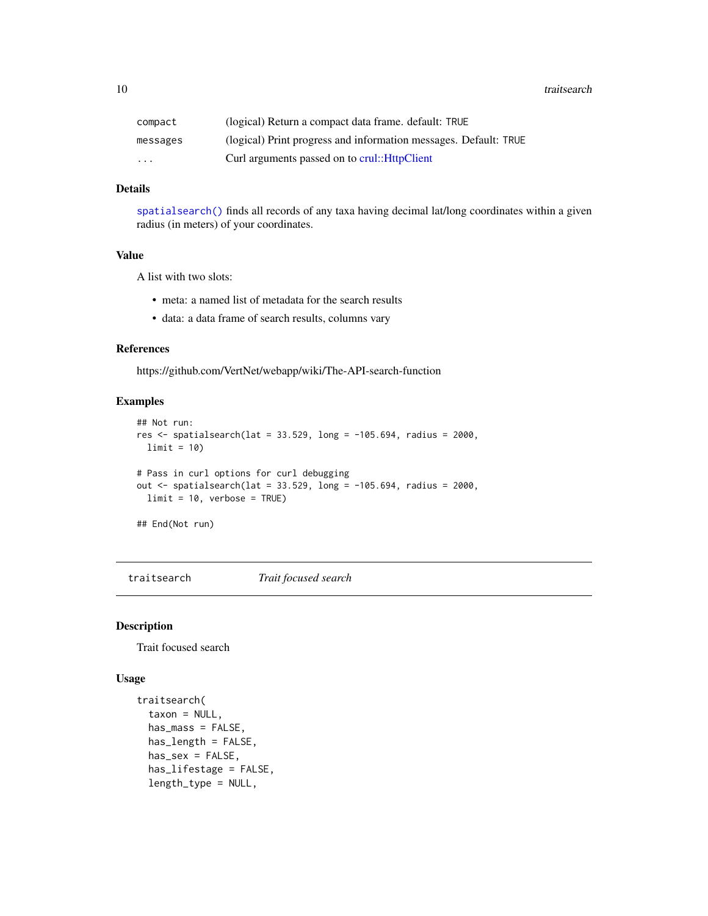| | |
|---|---|
| compact | (logical) Return a compact data frame. default: TRUE |
| messages | (logical) Print progress and information messages. Default: TRUE |
| ... | Curl arguments passed on to crul::HttpClient |

### Details

spatialsearch() finds all records of any taxa having decimal lat/long coordinates within a given radius (in meters) of your coordinates.

### Value

A list with two slots:

- meta: a named list of metadata for the search results
- data: a data frame of search results, columns vary

### References

https://github.com/VertNet/webapp/wiki/The-API-search-function

### Examples

```
## Not run:
res <- spatialsearch(lat = 33.529, long = -105.694, radius = 2000,
  limit = 10)

# Pass in curl options for curl debugging
out <- spatialsearch(lat = 33.529, long = -105.694, radius = 2000,
  limit = 10, verbose = TRUE)

## End(Not run)
```

---

## traitsearch &nbsp;&nbsp;&nbsp; *Trait focused search*

### Description

Trait focused search

### Usage

```
traitsearch(
  taxon = NULL,
  has_mass = FALSE,
  has_length = FALSE,
  has_sex = FALSE,
  has_lifestage = FALSE,
  length_type = NULL,
```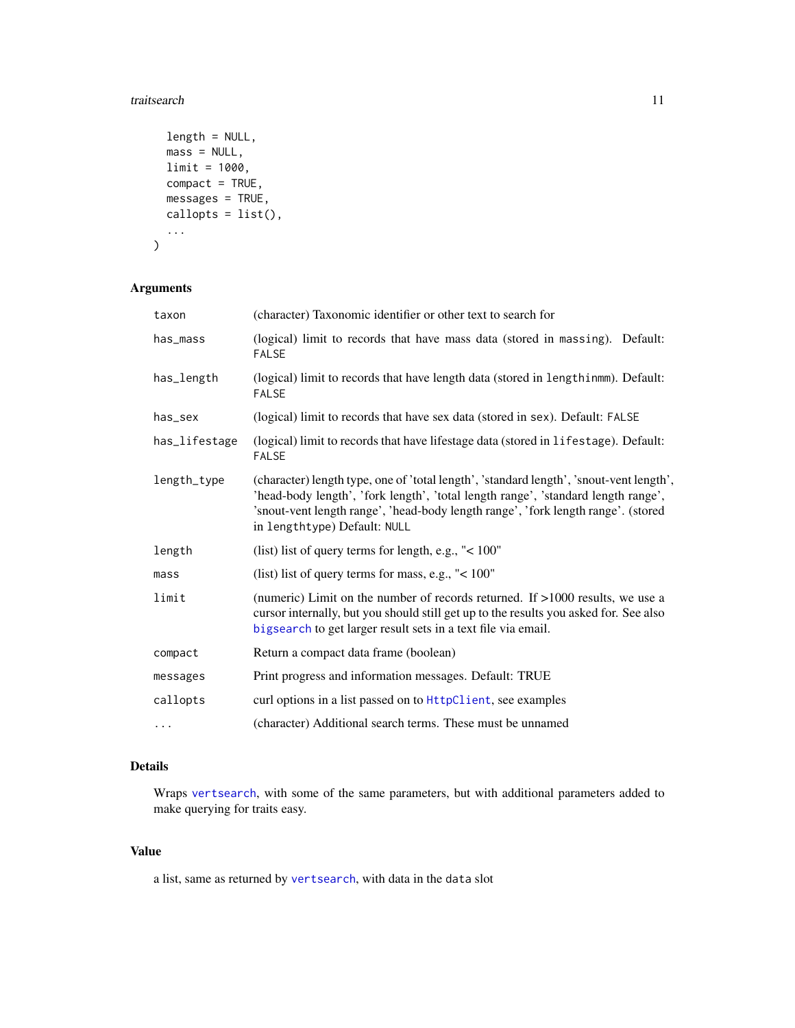```
  length = NULL,
  mass = NULL,
  limit = 1000,
  compact = TRUE,
  messages = TRUE,
  callopts = list(),
  ...
)
```

## Arguments

| Argument | Description |
|---|---|
| taxon | (character) Taxonomic identifier or other text to search for |
| has_mass | (logical) limit to records that have mass data (stored in massing). Default: FALSE |
| has_length | (logical) limit to records that have length data (stored in lengthinmm). Default: FALSE |
| has_sex | (logical) limit to records that have sex data (stored in sex). Default: FALSE |
| has_lifestage | (logical) limit to records that have lifestage data (stored in lifestage). Default: FALSE |
| length_type | (character) length type, one of 'total length', 'standard length', 'snout-vent length', 'head-body length', 'fork length', 'total length range', 'standard length range', 'snout-vent length range', 'head-body length range', 'fork length range'. (stored in lengthtype) Default: NULL |
| length | (list) list of query terms for length, e.g., "< 100" |
| mass | (list) list of query terms for mass, e.g., "< 100" |
| limit | (numeric) Limit on the number of records returned. If >1000 results, we use a cursor internally, but you should still get up to the results you asked for. See also bigsearch to get larger result sets in a text file via email. |
| compact | Return a compact data frame (boolean) |
| messages | Print progress and information messages. Default: TRUE |
| callopts | curl options in a list passed on to HttpClient, see examples |
| ... | (character) Additional search terms. These must be unnamed |

## Details

Wraps vertsearch, with some of the same parameters, but with additional parameters added to make querying for traits easy.

## Value

a list, same as returned by vertsearch, with data in the data slot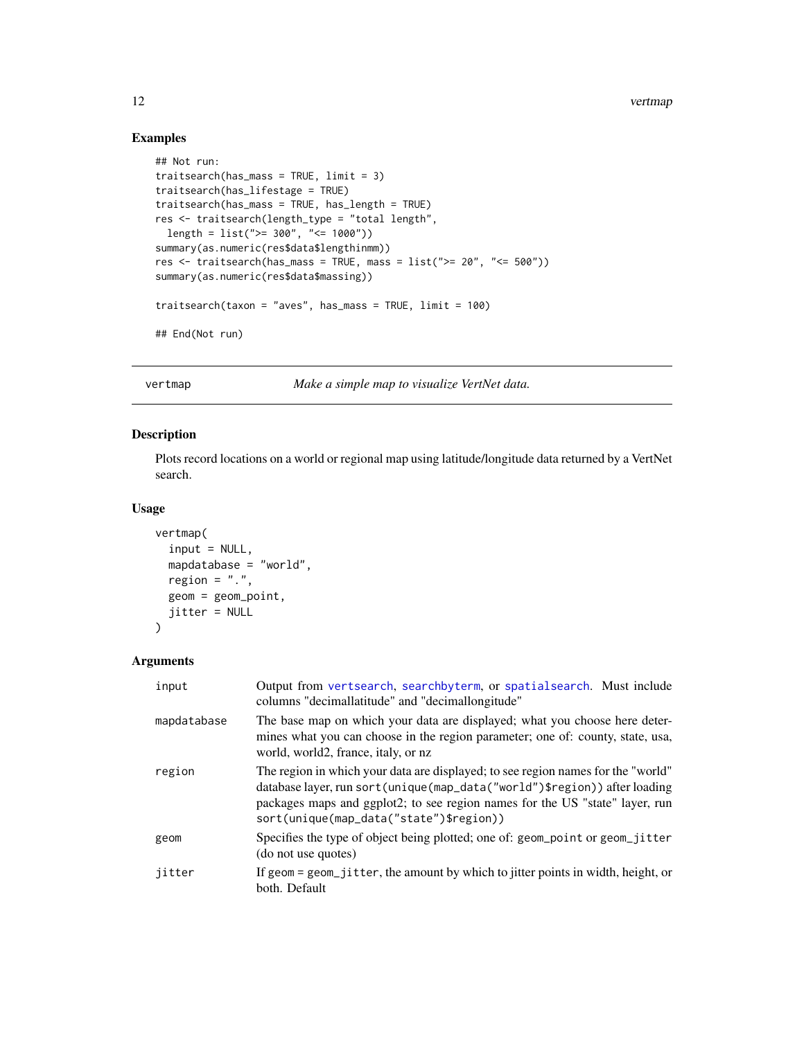### Examples

```
## Not run:
traitsearch(has_mass = TRUE, limit = 3)
traitsearch(has_lifestage = TRUE)
traitsearch(has_mass = TRUE, has_length = TRUE)
res <- traitsearch(length_type = "total length",
  length = list(">= 300", "<= 1000"))
summary(as.numeric(res$data$lengthinmm))
res <- traitsearch(has_mass = TRUE, mass = list(">= 20", "<= 500"))
summary(as.numeric(res$data$massing))

traitsearch(taxon = "aves", has_mass = TRUE, limit = 100)

## End(Not run)
```

---

## vertmap — *Make a simple map to visualize VertNet data.*

---

### Description

Plots record locations on a world or regional map using latitude/longitude data returned by a VertNet search.

### Usage

```
vertmap(
  input = NULL,
  mapdatabase = "world",
  region = ".",
  geom = geom_point,
  jitter = NULL
)
```

### Arguments

| | |
|---|---|
| `input` | Output from `vertsearch`, `searchbyterm`, or `spatialsearch`. Must include columns "decimallatitude" and "decimallongitude" |
| `mapdatabase` | The base map on which your data are displayed; what you choose here determines what you can choose in the region parameter; one of: county, state, usa, world, world2, france, italy, or nz |
| `region` | The region in which your data are displayed; to see region names for the "world" database layer, run `sort(unique(map_data("world")$region))` after loading packages maps and ggplot2; to see region names for the US "state" layer, run `sort(unique(map_data("state")$region))` |
| `geom` | Specifies the type of object being plotted; one of: `geom_point` or `geom_jitter` (do not use quotes) |
| `jitter` | If geom = `geom_jitter`, the amount by which to jitter points in width, height, or both. Default |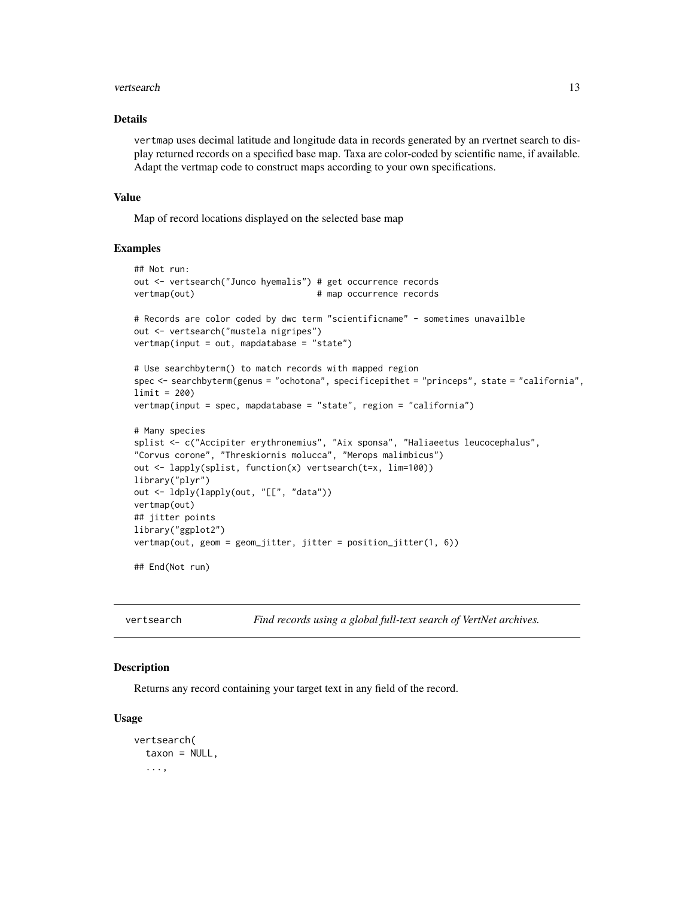### Details

vertmap uses decimal latitude and longitude data in records generated by an rvertnet search to display returned records on a specified base map. Taxa are color-coded by scientific name, if available. Adapt the vertmap code to construct maps according to your own specifications.

### Value

Map of record locations displayed on the selected base map

### Examples

```
## Not run:
out <- vertsearch("Junco hyemalis") # get occurrence records
vertmap(out)                        # map occurrence records

# Records are color coded by dwc term "scientificname" - sometimes unavailble
out <- vertsearch("mustela nigripes")
vertmap(input = out, mapdatabase = "state")

# Use searchbyterm() to match records with mapped region
spec <- searchbyterm(genus = "ochotona", specificepithet = "princeps", state = "california",
limit = 200)
vertmap(input = spec, mapdatabase = "state", region = "california")

# Many species
splist <- c("Accipiter erythronemius", "Aix sponsa", "Haliaeetus leucocephalus",
"Corvus corone", "Threskiornis molucca", "Merops malimbicus")
out <- lapply(splist, function(x) vertsearch(t=x, lim=100))
library("plyr")
out <- ldply(lapply(out, "[[", "data"))
vertmap(out)
## jitter points
library("ggplot2")
vertmap(out, geom = geom_jitter, jitter = position_jitter(1, 6))

## End(Not run)
```

---

## vertsearch *Find records using a global full-text search of VertNet archives.*

---

### Description

Returns any record containing your target text in any field of the record.

### Usage

```
vertsearch(
  taxon = NULL,
  ...,
```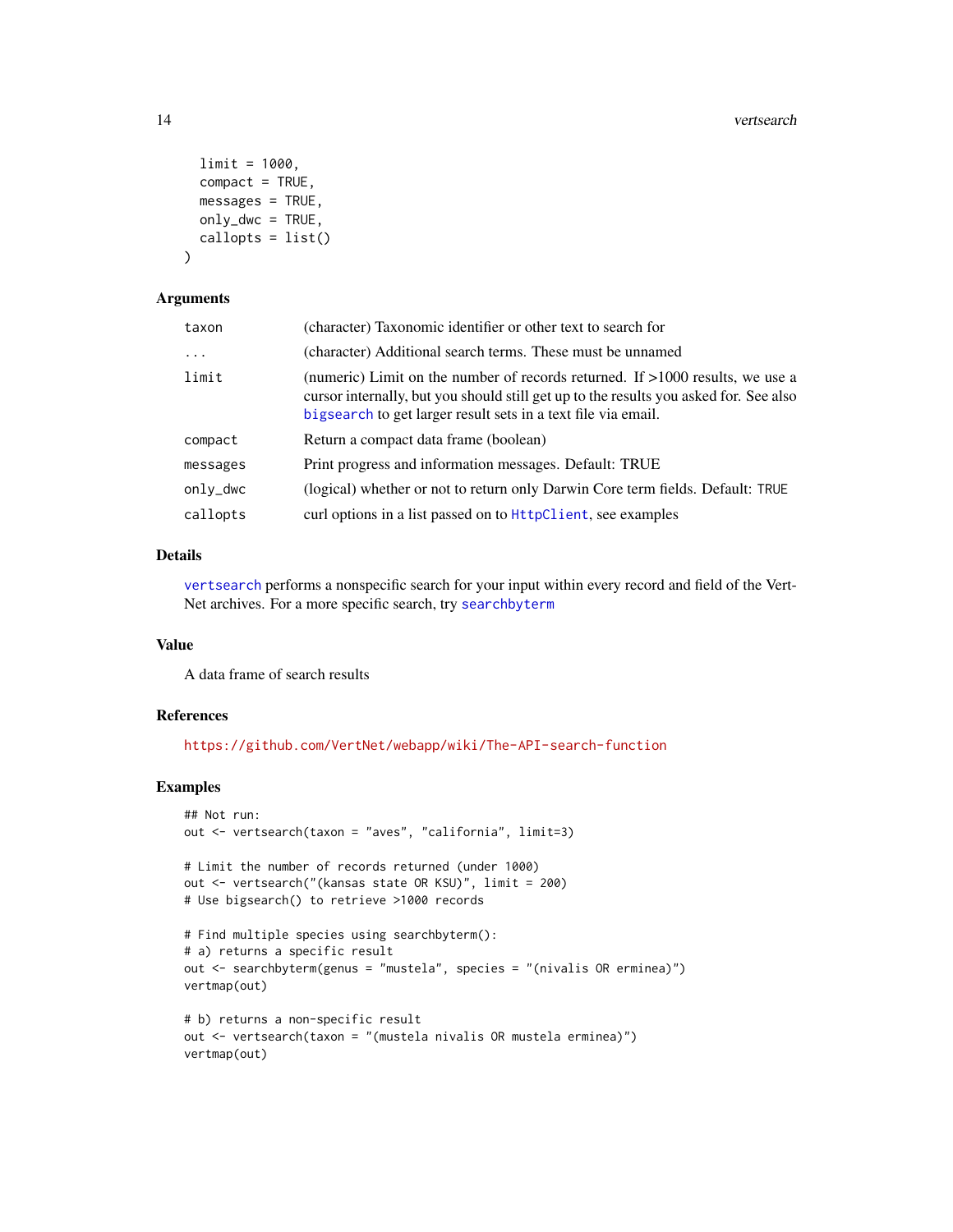```
  limit = 1000,
  compact = TRUE,
  messages = TRUE,
  only_dwc = TRUE,
  callopts = list()
)
```

### Arguments

| | |
|---|---|
| taxon | (character) Taxonomic identifier or other text to search for |
| ... | (character) Additional search terms. These must be unnamed |
| limit | (numeric) Limit on the number of records returned. If >1000 results, we use a cursor internally, but you should still get up to the results you asked for. See also bigsearch to get larger result sets in a text file via email. |
| compact | Return a compact data frame (boolean) |
| messages | Print progress and information messages. Default: TRUE |
| only_dwc | (logical) whether or not to return only Darwin Core term fields. Default: TRUE |
| callopts | curl options in a list passed on to HttpClient, see examples |

### Details

vertsearch performs a nonspecific search for your input within every record and field of the VertNet archives. For a more specific search, try searchbyterm

### Value

A data frame of search results

### References

https://github.com/VertNet/webapp/wiki/The-API-search-function

### Examples

```
## Not run:
out <- vertsearch(taxon = "aves", "california", limit=3)

# Limit the number of records returned (under 1000)
out <- vertsearch("(kansas state OR KSU)", limit = 200)
# Use bigsearch() to retrieve >1000 records

# Find multiple species using searchbyterm():
# a) returns a specific result
out <- searchbyterm(genus = "mustela", species = "(nivalis OR erminea)")
vertmap(out)

# b) returns a non-specific result
out <- vertsearch(taxon = "(mustela nivalis OR mustela erminea)")
vertmap(out)
```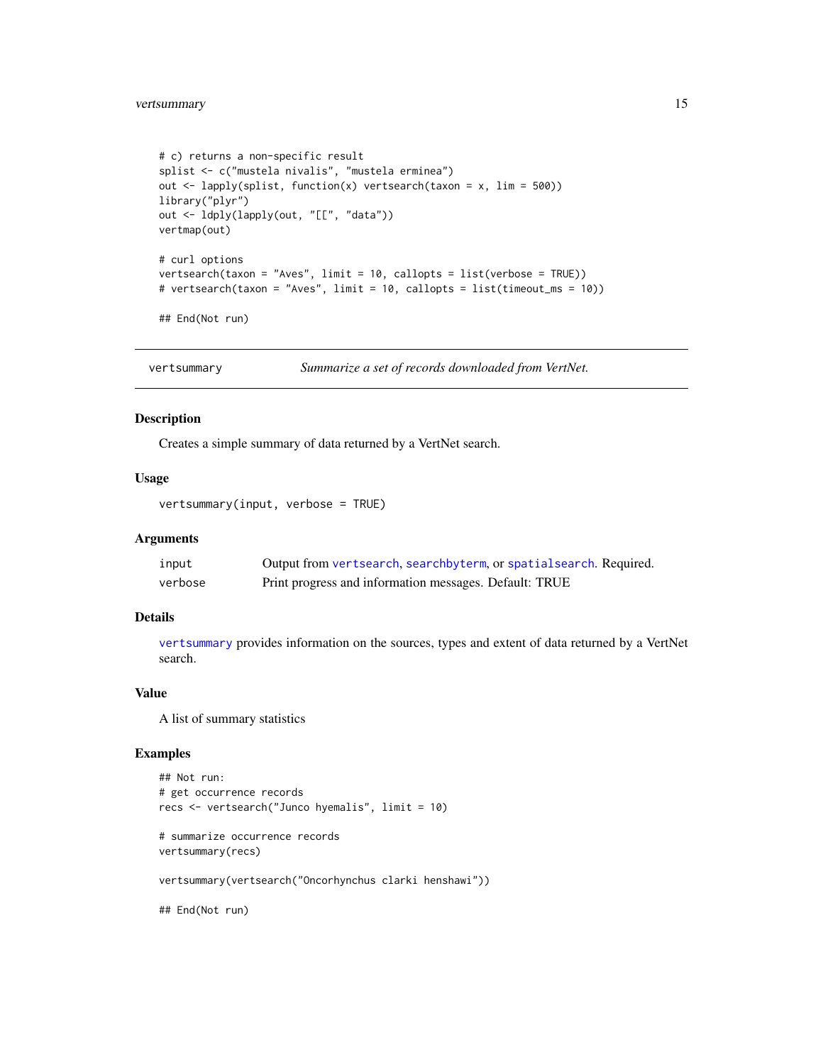```
# c) returns a non-specific result
splist <- c("mustela nivalis", "mustela erminea")
out <- lapply(splist, function(x) vertsearch(taxon = x, lim = 500))
library("plyr")
out <- ldply(lapply(out, "[[", "data"))
vertmap(out)

# curl options
vertsearch(taxon = "Aves", limit = 10, callopts = list(verbose = TRUE))
# vertsearch(taxon = "Aves", limit = 10, callopts = list(timeout_ms = 10))

## End(Not run)
```

---

## vertsummary — *Summarize a set of records downloaded from VertNet.*

---

### Description

Creates a simple summary of data returned by a VertNet search.

### Usage

```
vertsummary(input, verbose = TRUE)
```

### Arguments

| | |
|---|---|
| input | Output from vertsearch, searchbyterm, or spatialsearch. Required. |
| verbose | Print progress and information messages. Default: TRUE |

### Details

vertsummary provides information on the sources, types and extent of data returned by a VertNet search.

### Value

A list of summary statistics

### Examples

```
## Not run:
# get occurrence records
recs <- vertsearch("Junco hyemalis", limit = 10)

# summarize occurrence records
vertsummary(recs)

vertsummary(vertsearch("Oncorhynchus clarki henshawi"))

## End(Not run)
```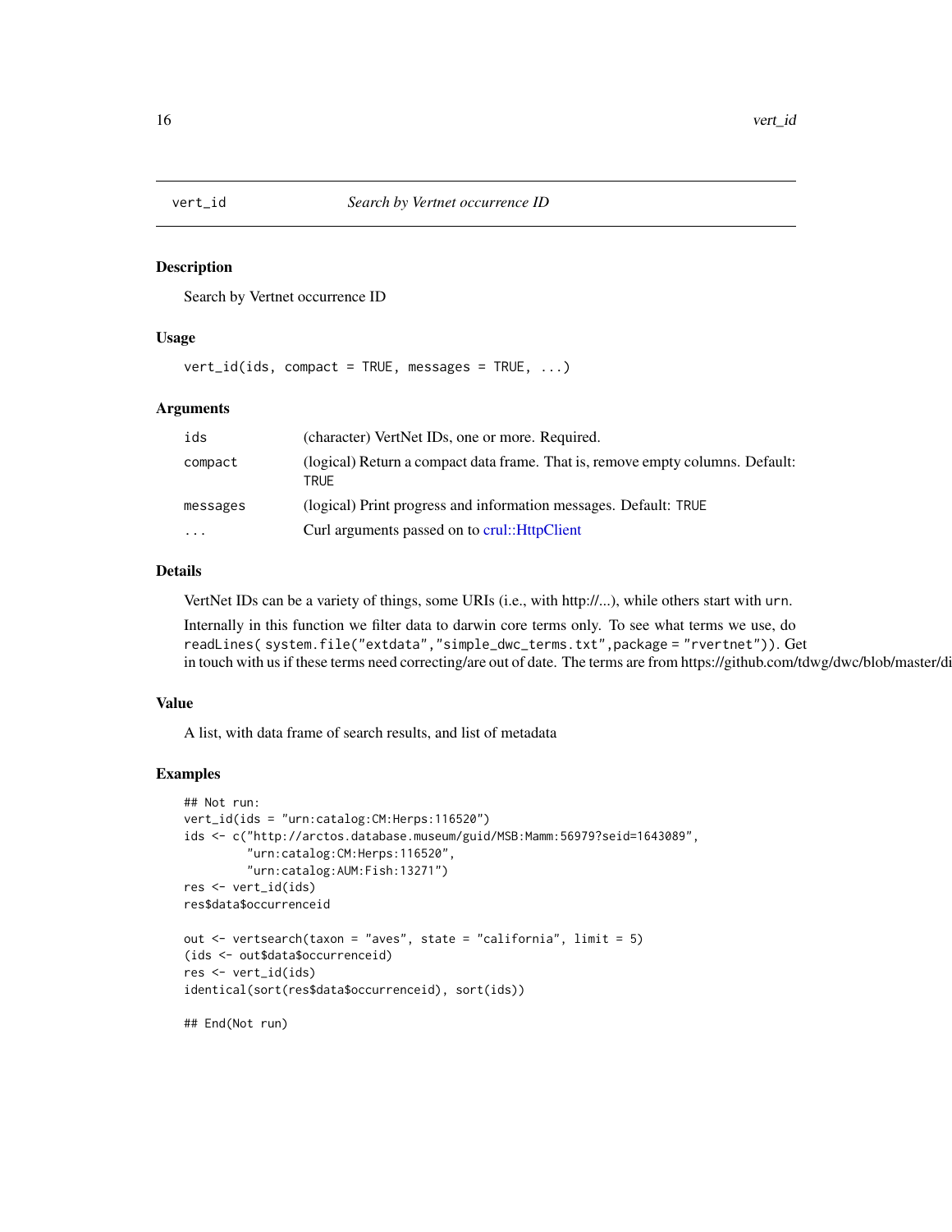# vert_id — Search by Vertnet occurrence ID

## Description

Search by Vertnet occurrence ID

## Usage

```
vert_id(ids, compact = TRUE, messages = TRUE, ...)
```

## Arguments

| Argument | Description |
| --- | --- |
| ids | (character) VertNet IDs, one or more. Required. |
| compact | (logical) Return a compact data frame. That is, remove empty columns. Default: TRUE |
| messages | (logical) Print progress and information messages. Default: TRUE |
| ... | Curl arguments passed on to crul::HttpClient |

## Details

VertNet IDs can be a variety of things, some URIs (i.e., with http://...), while others start with `urn`.

Internally in this function we filter data to darwin core terms only. To see what terms we use, do `readLines( system.file("extdata","simple_dwc_terms.txt",package = "rvertnet"))`. Get in touch with us if these terms need correcting/are out of date. The terms are from https://github.com/tdwg/dwc/blob/master/di

## Value

A list, with data frame of search results, and list of metadata

## Examples

```
## Not run:
vert_id(ids = "urn:catalog:CM:Herps:116520")
ids <- c("http://arctos.database.museum/guid/MSB:Mamm:56979?seid=1643089",
         "urn:catalog:CM:Herps:116520",
         "urn:catalog:AUM:Fish:13271")
res <- vert_id(ids)
res$data$occurrenceid

out <- vertsearch(taxon = "aves", state = "california", limit = 5)
(ids <- out$data$occurrenceid)
res <- vert_id(ids)
identical(sort(res$data$occurrenceid), sort(ids))

## End(Not run)
```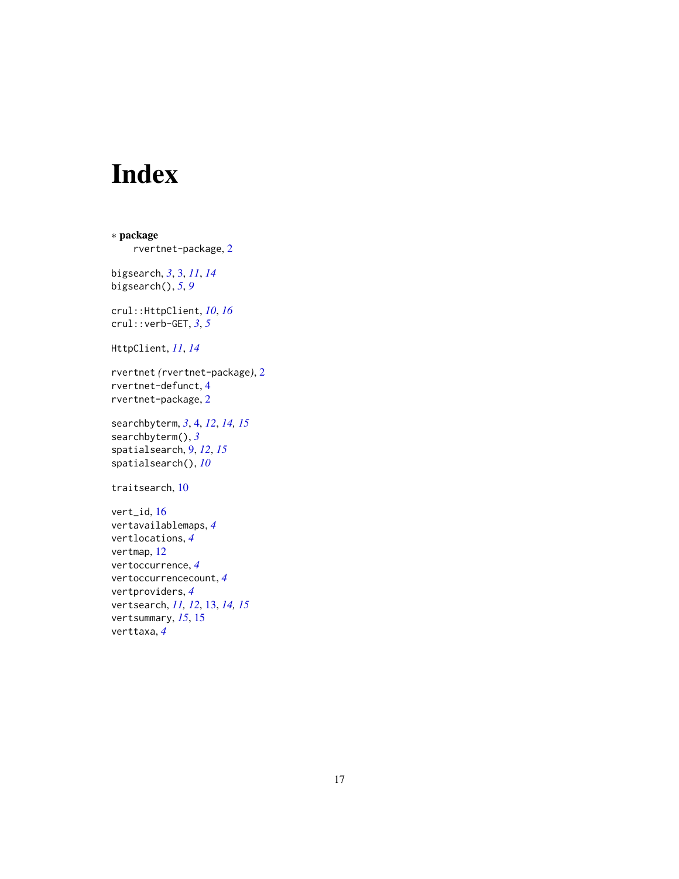# Index

∗ **package**

rvertnet-package, 2

bigsearch, *3*, 3, *11*, *14*
bigsearch(), *5*, *9*

crul::HttpClient, *10*, *16*
crul::verb-GET, *3*, *5*

HttpClient, *11*, *14*

rvertnet *(rvertnet-package)*, 2
rvertnet-defunct, 4
rvertnet-package, 2

searchbyterm, *3*, 4, *12*, *14, 15*
searchbyterm(), *3*
spatialsearch, 9, *12*, *15*
spatialsearch(), *10*

traitsearch, 10

vert_id, 16
vertavailablemaps, *4*
vertlocations, *4*
vertmap, 12
vertoccurrence, *4*
vertoccurrencecount, *4*
vertproviders, *4*
vertsearch, *11, 12*, 13, *14, 15*
vertsummary, *15*, 15
verttaxa, *4*